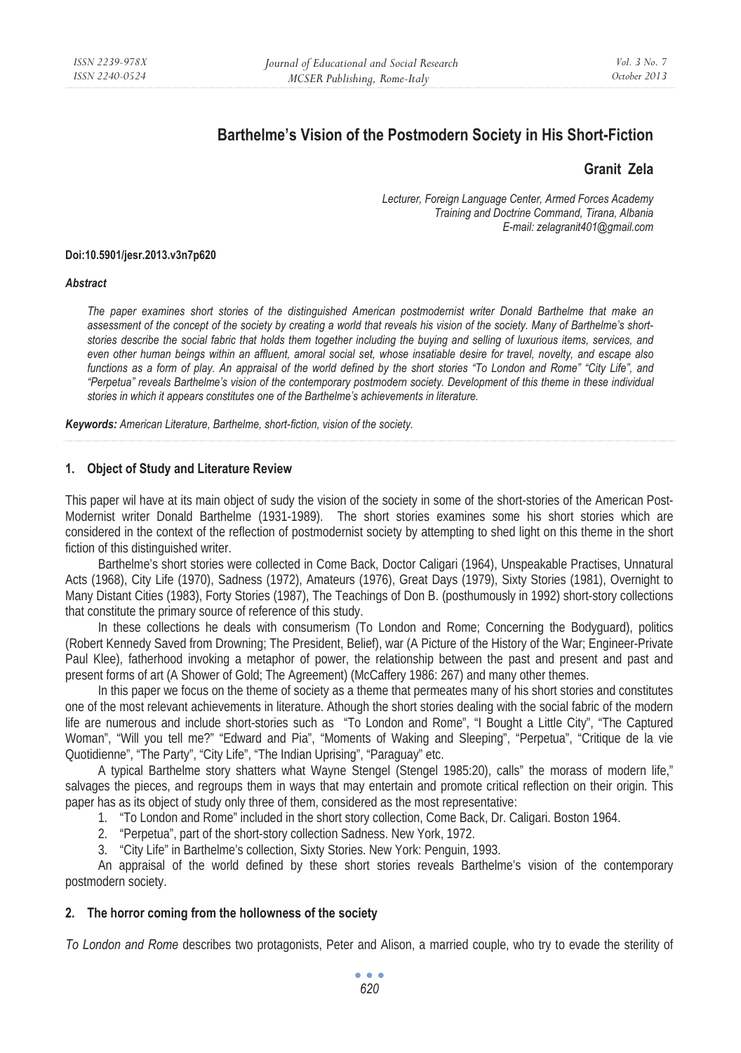# Barthelme's Vision of the Postmodern Society in His Short-Fiction

**Granit Zela**

*Lecturer, Foreign Language Center, Armed Forces Academy*
*Training and Doctrine Command, Tirana, Albania*
*E-mail: zelagranit401@gmail.com*

**Doi:10.5901/jesr.2013.v3n7p620**

***Abstract***

*The paper examines short stories of the distinguished American postmodernist writer Donald Barthelme that make an assessment of the concept of the society by creating a world that reveals his vision of the society. Many of Barthelme's short-stories describe the social fabric that holds them together including the buying and selling of luxurious items, services, and even other human beings within an affluent, amoral social set, whose insatiable desire for travel, novelty, and escape also functions as a form of play. An appraisal of the world defined by the short stories "To London and Rome" "City Life", and "Perpetua" reveals Barthelme's vision of the contemporary postmodern society. Development of this theme in these individual stories in which it appears constitutes one of the Barthelme's achievements in literature.*

***Keywords:*** *American Literature, Barthelme, short-fiction, vision of the society.*

## 1. Object of Study and Literature Review

This paper wil have at its main object of sudy the vision of the society in some of the short-stories of the American Post-Modernist writer Donald Barthelme (1931-1989). The short stories examines some his short stories which are considered in the context of the reflection of postmodernist society by attempting to shed light on this theme in the short fiction of this distinguished writer.

Barthelme's short stories were collected in Come Back, Doctor Caligari (1964), Unspeakable Practises, Unnatural Acts (1968), City Life (1970), Sadness (1972), Amateurs (1976), Great Days (1979), Sixty Stories (1981), Overnight to Many Distant Cities (1983), Forty Stories (1987), The Teachings of Don B. (posthumously in 1992) short-story collections that constitute the primary source of reference of this study.

In these collections he deals with consumerism (To London and Rome; Concerning the Bodyguard), politics (Robert Kennedy Saved from Drowning; The President, Belief), war (A Picture of the History of the War; Engineer-Private Paul Klee), fatherhood invoking a metaphor of power, the relationship between the past and present and past and present forms of art (A Shower of Gold; The Agreement) (McCaffery 1986: 267) and many other themes.

In this paper we focus on the theme of society as a theme that permeates many of his short stories and constitutes one of the most relevant achievements in literature. Athough the short stories dealing with the social fabric of the modern life are numerous and include short-stories such as "To London and Rome", "I Bought a Little City", "The Captured Woman", "Will you tell me?" "Edward and Pia", "Moments of Waking and Sleeping", "Perpetua", "Critique de la vie Quotidienne", "The Party", "City Life", "The Indian Uprising", "Paraguay" etc.

A typical Barthelme story shatters what Wayne Stengel (Stengel 1985:20), calls" the morass of modern life," salvages the pieces, and regroups them in ways that may entertain and promote critical reflection on their origin. This paper has as its object of study only three of them, considered as the most representative:

1. "To London and Rome" included in the short story collection, Come Back, Dr. Caligari. Boston 1964.
2. "Perpetua", part of the short-story collection Sadness. New York, 1972.
3. "City Life" in Barthelme's collection, Sixty Stories. New York: Penguin, 1993.

An appraisal of the world defined by these short stories reveals Barthelme's vision of the contemporary postmodern society.

## 2. The horror coming from the hollowness of the society

*To London and Rome* describes two protagonists, Peter and Alison, a married couple, who try to evade the sterility of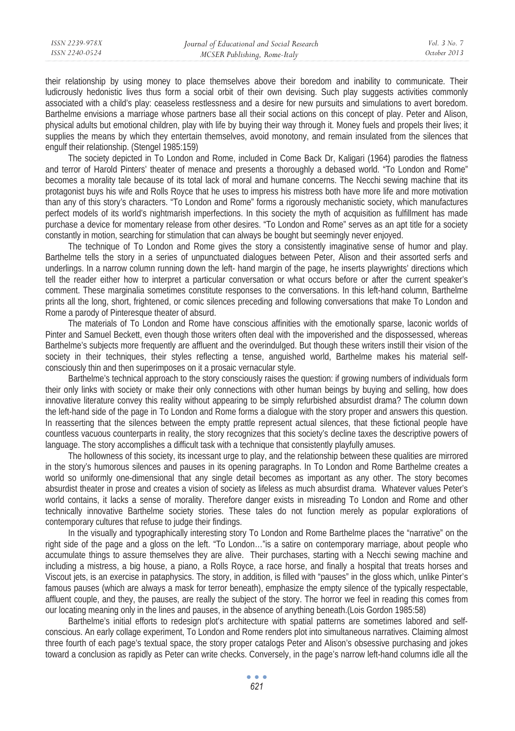their relationship by using money to place themselves above their boredom and inability to communicate. Their ludicrously hedonistic lives thus form a social orbit of their own devising. Such play suggests activities commonly associated with a child's play: ceaseless restlessness and a desire for new pursuits and simulations to avert boredom. Barthelme envisions a marriage whose partners base all their social actions on this concept of play. Peter and Alison, physical adults but emotional children, play with life by buying their way through it. Money fuels and propels their lives; it supplies the means by which they entertain themselves, avoid monotony, and remain insulated from the silences that engulf their relationship. (Stengel 1985:159)

The society depicted in To London and Rome, included in Come Back Dr, Kaligari (1964) parodies the flatness and terror of Harold Pinters' theater of menace and presents a thoroughly a debased world. "To London and Rome" becomes a morality tale because of its total lack of moral and humane concerns. The Necchi sewing machine that its protagonist buys his wife and Rolls Royce that he uses to impress his mistress both have more life and more motivation than any of this story's characters. "To London and Rome" forms a rigorously mechanistic society, which manufactures perfect models of its world's nightmarish imperfections. In this society the myth of acquisition as fulfillment has made purchase a device for momentary release from other desires. "To London and Rome" serves as an apt title for a society constantly in motion, searching for stimulation that can always be bought but seemingly never enjoyed.

The technique of To London and Rome gives the story a consistently imaginative sense of humor and play. Barthelme tells the story in a series of unpunctuated dialogues between Peter, Alison and their assorted serfs and underlings. In a narrow column running down the left- hand margin of the page, he inserts playwrights' directions which tell the reader either how to interpret a particular conversation or what occurs before or after the current speaker's comment. These marginalia sometimes constitute responses to the conversations. In this left-hand column, Barthelme prints all the long, short, frightened, or comic silences preceding and following conversations that make To London and Rome a parody of Pinteresque theater of absurd.

The materials of To London and Rome have conscious affinities with the emotionally sparse, laconic worlds of Pinter and Samuel Beckett, even though those writers often deal with the impoverished and the dispossessed, whereas Barthelme's subjects more frequently are affluent and the overindulged. But though these writers instill their vision of the society in their techniques, their styles reflecting a tense, anguished world, Barthelme makes his material self-consciously thin and then superimposes on it a prosaic vernacular style.

Barthelme's technical approach to the story consciously raises the question: if growing numbers of individuals form their only links with society or make their only connections with other human beings by buying and selling, how does innovative literature convey this reality without appearing to be simply refurbished absurdist drama? The column down the left-hand side of the page in To London and Rome forms a dialogue with the story proper and answers this question. In reasserting that the silences between the empty prattle represent actual silences, that these fictional people have countless vacuous counterparts in reality, the story recognizes that this society's decline taxes the descriptive powers of language. The story accomplishes a difficult task with a technique that consistently playfully amuses.

The hollowness of this society, its incessant urge to play, and the relationship between these qualities are mirrored in the story's humorous silences and pauses in its opening paragraphs. In To London and Rome Barthelme creates a world so uniformly one-dimensional that any single detail becomes as important as any other. The story becomes absurdist theater in prose and creates a vision of society as lifeless as much absurdist drama. Whatever values Peter's world contains, it lacks a sense of morality. Therefore danger exists in misreading To London and Rome and other technically innovative Barthelme society stories. These tales do not function merely as popular explorations of contemporary cultures that refuse to judge their findings.

In the visually and typographically interesting story To London and Rome Barthelme places the "narrative" on the right side of the page and a gloss on the left. "To London…"is a satire on contemporary marriage, about people who accumulate things to assure themselves they are alive. Their purchases, starting with a Necchi sewing machine and including a mistress, a big house, a piano, a Rolls Royce, a race horse, and finally a hospital that treats horses and Viscout jets, is an exercise in pataphysics. The story, in addition, is filled with "pauses" in the gloss which, unlike Pinter's famous pauses (which are always a mask for terror beneath), emphasize the empty silence of the typically respectable, affluent couple, and they, the pauses, are really the subject of the story. The horror we feel in reading this comes from our locating meaning only in the lines and pauses, in the absence of anything beneath.(Lois Gordon 1985:58)

Barthelme's initial efforts to redesign plot's architecture with spatial patterns are sometimes labored and self-conscious. An early collage experiment, To London and Rome renders plot into simultaneous narratives. Claiming almost three fourth of each page's textual space, the story proper catalogs Peter and Alison's obsessive purchasing and jokes toward a conclusion as rapidly as Peter can write checks. Conversely, in the page's narrow left-hand columns idle all the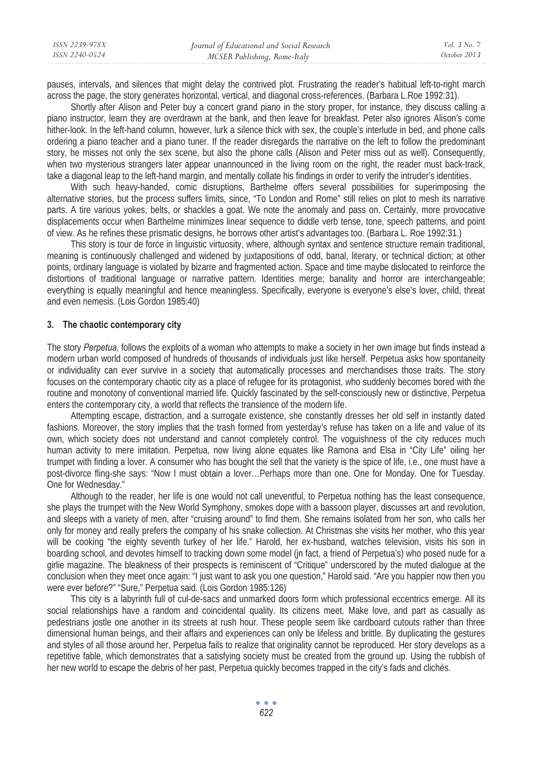pauses, intervals, and silences that might delay the contrived plot. Frustrating the reader's habitual left-to-right march across the page, the story generates horizontal, vertical, and diagonal cross-references. (Barbara L.Roe 1992:31).

Shortly after Alison and Peter buy a concert grand piano in the story proper, for instance, they discuss calling a piano instructor, learn they are overdrawn at the bank, and then leave for breakfast. Peter also ignores Alison's come hither-look. In the left-hand column, however, lurk a silence thick with sex, the couple's interlude in bed, and phone calls ordering a piano teacher and a piano tuner. If the reader disregards the narrative on the left to follow the predominant story, he misses not only the sex scene, but also the phone calls (Alison and Peter miss out as well). Consequently, when two mysterious strangers later appear unannounced in the living room on the right, the reader must back-track, take a diagonal leap to the left-hand margin, and mentally collate his findings in order to verify the intruder's identities.

With such heavy-handed, comic disruptions, Barthelme offers several possibilities for superimposing the alternative stories, but the process suffers limits, since, "To London and Rome" still relies on plot to mesh its narrative parts. A tire various yokes, belts, or shackles a goat. We note the anomaly and pass on. Certainly, more provocative displacements occur when Barthelme minimizes linear sequence to diddle verb tense, tone, speech patterns, and point of view. As he refines these prismatic designs, he borrows other artist's advantages too. (Barbara L. Roe 1992:31.)

This story is tour de force in linguistic virtuosity, where, although syntax and sentence structure remain traditional, meaning is continuously challenged and widened by juxtapositions of odd, banal, literary, or technical diction; at other points, ordinary language is violated by bizarre and fragmented action. Space and time maybe dislocated to reinforce the distortions of traditional language or narrative pattern. Identities merge; banality and horror are interchangeable; everything is equally meaningful and hence meaningless. Specifically, everyone is everyone's else's lover, child, threat and even nemesis. (Lois Gordon 1985:40)

## 3. The chaotic contemporary city

The story *Perpetua*, follows the exploits of a woman who attempts to make a society in her own image but finds instead a modern urban world composed of hundreds of thousands of individuals just like herself. Perpetua asks how spontaneity or individuality can ever survive in a society that automatically processes and merchandises those traits. The story focuses on the contemporary chaotic city as a place of refugee for its protagonist, who suddenly becomes bored with the routine and monotony of conventional married life. Quickly fascinated by the self-consciously new or distinctive, Perpetua enters the contemporary city, a world that reflects the transience of the modern life.

Attempting escape, distraction, and a surrogate existence, she constantly dresses her old self in instantly dated fashions. Moreover, the story implies that the trash formed from yesterday's refuse has taken on a life and value of its own, which society does not understand and cannot completely control. The voguishness of the city reduces much human activity to mere imitation. Perpetua, now living alone equates like Ramona and Elsa in "City Life" oiling her trumpet with finding a lover. A consumer who has bought the sell that the variety is the spice of life, i.e., one must have a post-divorce fling-she says: "Now I must obtain a lover…Perhaps more than one. One for Monday. One for Tuesday. One for Wednesday."

Although to the reader, her life is one would not call uneventful, to Perpetua nothing has the least consequence, she plays the trumpet with the New World Symphony, smokes dope with a bassoon player, discusses art and revolution, and sleeps with a variety of men, after "cruising around" to find them. She remains isolated from her son, who calls her only for money and really prefers the company of his snake collection. At Christmas she visits her mother, who this year will be cooking "the eighty seventh turkey of her life." Harold, her ex-husband, watches television, visits his son in boarding school, and devotes himself to tracking down some model (jn fact, a friend of Perpetua's) who posed nude for a girlie magazine. The bleakness of their prospects is reminiscent of "Critique" underscored by the muted dialogue at the conclusion when they meet once again: "I just want to ask you one question," Harold said. "Are you happier now then you were ever before?" "Sure," Perpetua said. (Lois Gordon 1985:126)

This city is a labyrinth full of cul-de-sacs and unmarked doors form which professional eccentrics emerge. All its social relationships have a random and coincidental quality. Its citizens meet. Make love, and part as casually as pedestrians jostle one another in its streets at rush hour. These people seem like cardboard cutouts rather than three dimensional human beings, and their affairs and experiences can only be lifeless and brittle. By duplicating the gestures and styles of all those around her, Perpetua fails to realize that originality cannot be reproduced. Her story develops as a repetitive fable, which demonstrates that a satisfying society must be created from the ground up. Using the rubbish of her new world to escape the debris of her past, Perpetua quickly becomes trapped in the city's fads and clichés.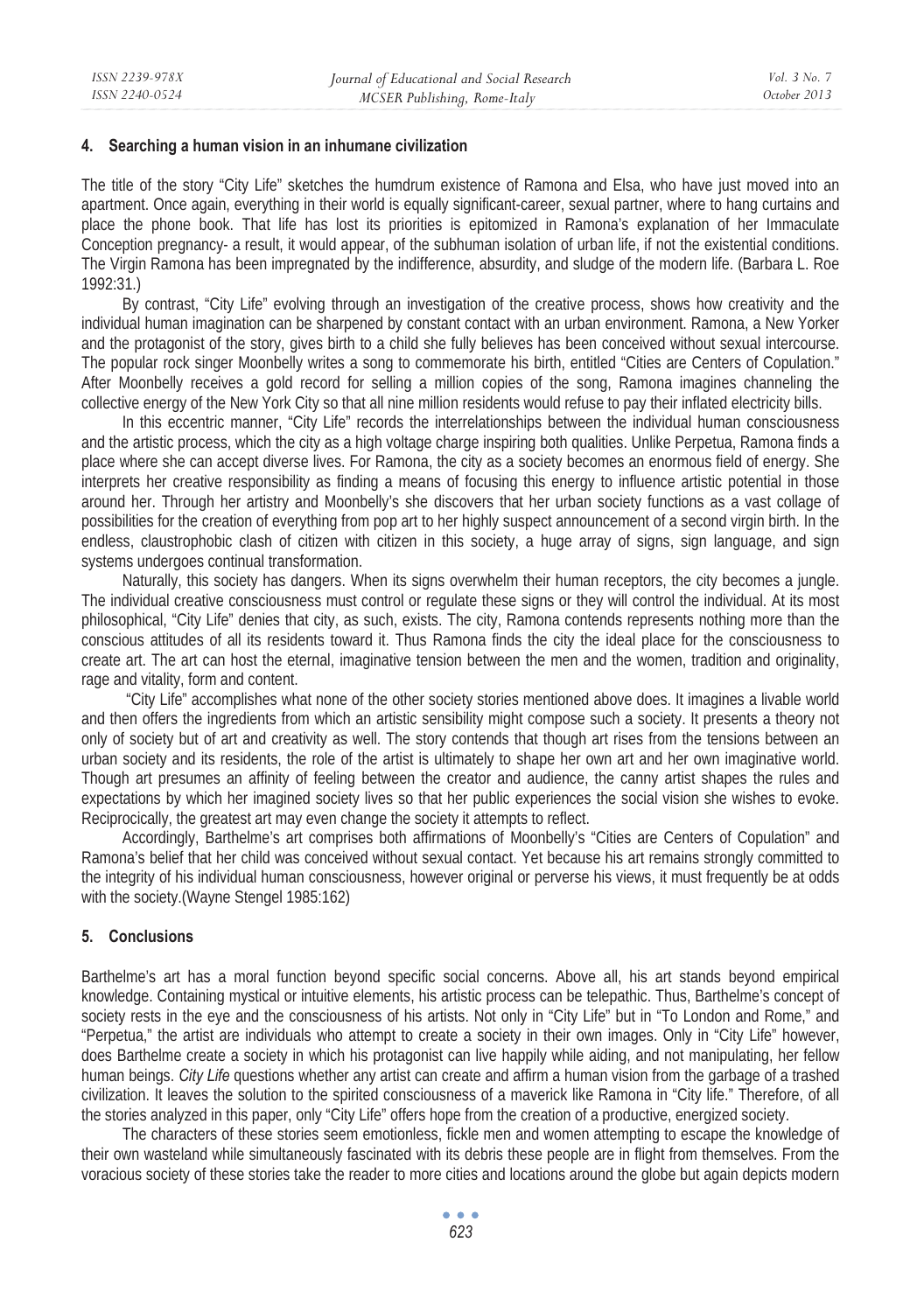## 4. Searching a human vision in an inhumane civilization

The title of the story "City Life" sketches the humdrum existence of Ramona and Elsa, who have just moved into an apartment. Once again, everything in their world is equally significant-career, sexual partner, where to hang curtains and place the phone book. That life has lost its priorities is epitomized in Ramona's explanation of her Immaculate Conception pregnancy- a result, it would appear, of the subhuman isolation of urban life, if not the existential conditions. The Virgin Ramona has been impregnated by the indifference, absurdity, and sludge of the modern life. (Barbara L. Roe 1992:31.)

By contrast, "City Life" evolving through an investigation of the creative process, shows how creativity and the individual human imagination can be sharpened by constant contact with an urban environment. Ramona, a New Yorker and the protagonist of the story, gives birth to a child she fully believes has been conceived without sexual intercourse. The popular rock singer Moonbelly writes a song to commemorate his birth, entitled "Cities are Centers of Copulation." After Moonbelly receives a gold record for selling a million copies of the song, Ramona imagines channeling the collective energy of the New York City so that all nine million residents would refuse to pay their inflated electricity bills.

In this eccentric manner, "City Life" records the interrelationships between the individual human consciousness and the artistic process, which the city as a high voltage charge inspiring both qualities. Unlike Perpetua, Ramona finds a place where she can accept diverse lives. For Ramona, the city as a society becomes an enormous field of energy. She interprets her creative responsibility as finding a means of focusing this energy to influence artistic potential in those around her. Through her artistry and Moonbelly's she discovers that her urban society functions as a vast collage of possibilities for the creation of everything from pop art to her highly suspect announcement of a second virgin birth. In the endless, claustrophobic clash of citizen with citizen in this society, a huge array of signs, sign language, and sign systems undergoes continual transformation.

Naturally, this society has dangers. When its signs overwhelm their human receptors, the city becomes a jungle. The individual creative consciousness must control or regulate these signs or they will control the individual. At its most philosophical, "City Life" denies that city, as such, exists. The city, Ramona contends represents nothing more than the conscious attitudes of all its residents toward it. Thus Ramona finds the city the ideal place for the consciousness to create art. The art can host the eternal, imaginative tension between the men and the women, tradition and originality, rage and vitality, form and content.

"City Life" accomplishes what none of the other society stories mentioned above does. It imagines a livable world and then offers the ingredients from which an artistic sensibility might compose such a society. It presents a theory not only of society but of art and creativity as well. The story contends that though art rises from the tensions between an urban society and its residents, the role of the artist is ultimately to shape her own art and her own imaginative world. Though art presumes an affinity of feeling between the creator and audience, the canny artist shapes the rules and expectations by which her imagined society lives so that her public experiences the social vision she wishes to evoke. Reciprocically, the greatest art may even change the society it attempts to reflect.

Accordingly, Barthelme's art comprises both affirmations of Moonbelly's "Cities are Centers of Copulation" and Ramona's belief that her child was conceived without sexual contact. Yet because his art remains strongly committed to the integrity of his individual human consciousness, however original or perverse his views, it must frequently be at odds with the society.(Wayne Stengel 1985:162)

## 5. Conclusions

Barthelme's art has a moral function beyond specific social concerns. Above all, his art stands beyond empirical knowledge. Containing mystical or intuitive elements, his artistic process can be telepathic. Thus, Barthelme's concept of society rests in the eye and the consciousness of his artists. Not only in "City Life" but in "To London and Rome," and "Perpetua," the artist are individuals who attempt to create a society in their own images. Only in "City Life" however, does Barthelme create a society in which his protagonist can live happily while aiding, and not manipulating, her fellow human beings. *City Life* questions whether any artist can create and affirm a human vision from the garbage of a trashed civilization. It leaves the solution to the spirited consciousness of a maverick like Ramona in "City life." Therefore, of all the stories analyzed in this paper, only "City Life" offers hope from the creation of a productive, energized society.

The characters of these stories seem emotionless, fickle men and women attempting to escape the knowledge of their own wasteland while simultaneously fascinated with its debris these people are in flight from themselves. From the voracious society of these stories take the reader to more cities and locations around the globe but again depicts modern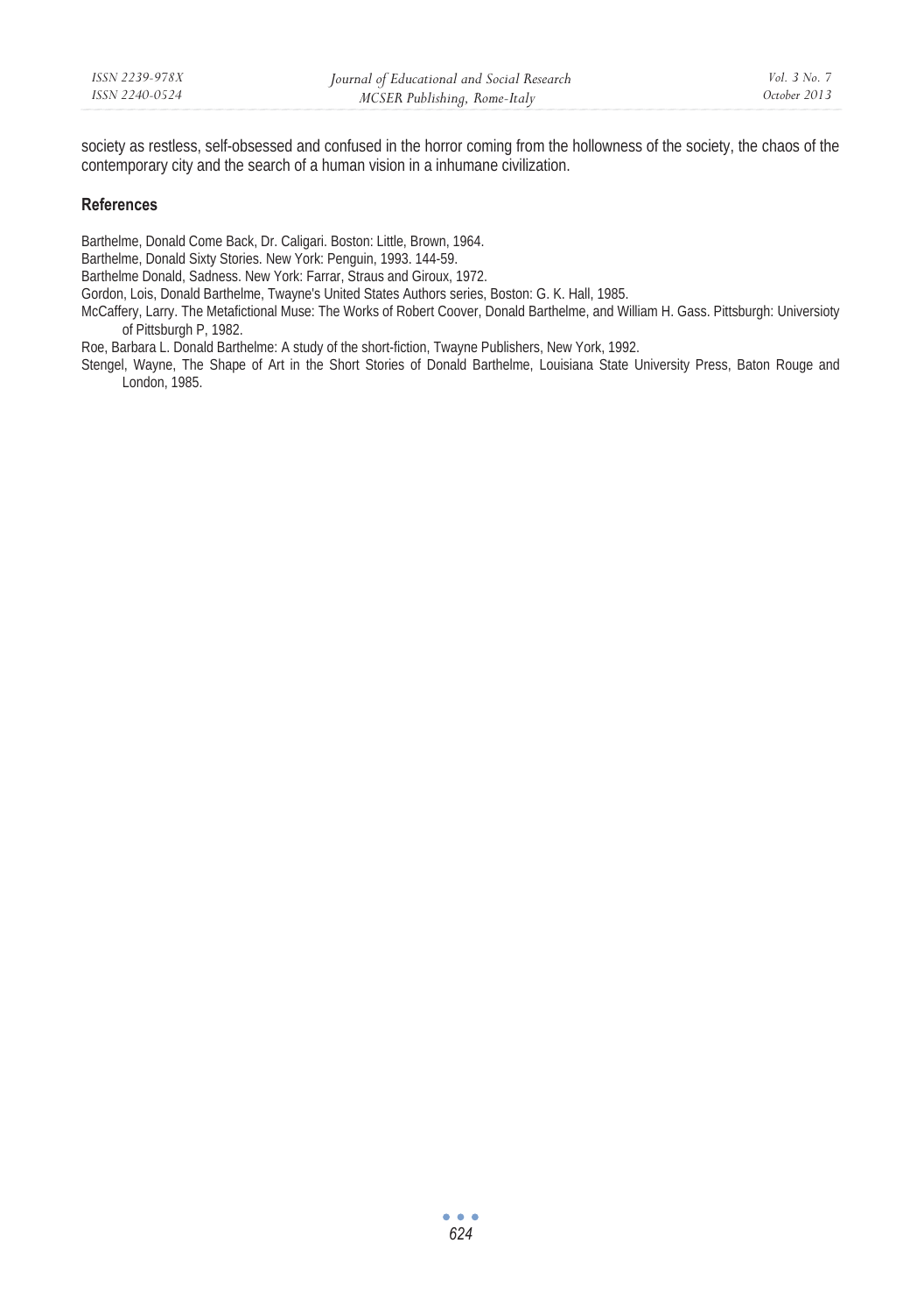society as restless, self-obsessed and confused in the horror coming from the hollowness of the society, the chaos of the contemporary city and the search of a human vision in a inhumane civilization.

## References

Barthelme, Donald Come Back, Dr. Caligari. Boston: Little, Brown, 1964.

Barthelme, Donald Sixty Stories. New York: Penguin, 1993. 144-59.

Barthelme Donald, Sadness. New York: Farrar, Straus and Giroux, 1972.

Gordon, Lois, Donald Barthelme, Twayne's United States Authors series, Boston: G. K. Hall, 1985.

McCaffery, Larry. The Metafictional Muse: The Works of Robert Coover, Donald Barthelme, and William H. Gass. Pittsburgh: Universioty of Pittsburgh P, 1982.

Roe, Barbara L. Donald Barthelme: A study of the short-fiction, Twayne Publishers, New York, 1992.

Stengel, Wayne, The Shape of Art in the Short Stories of Donald Barthelme, Louisiana State University Press, Baton Rouge and London, 1985.